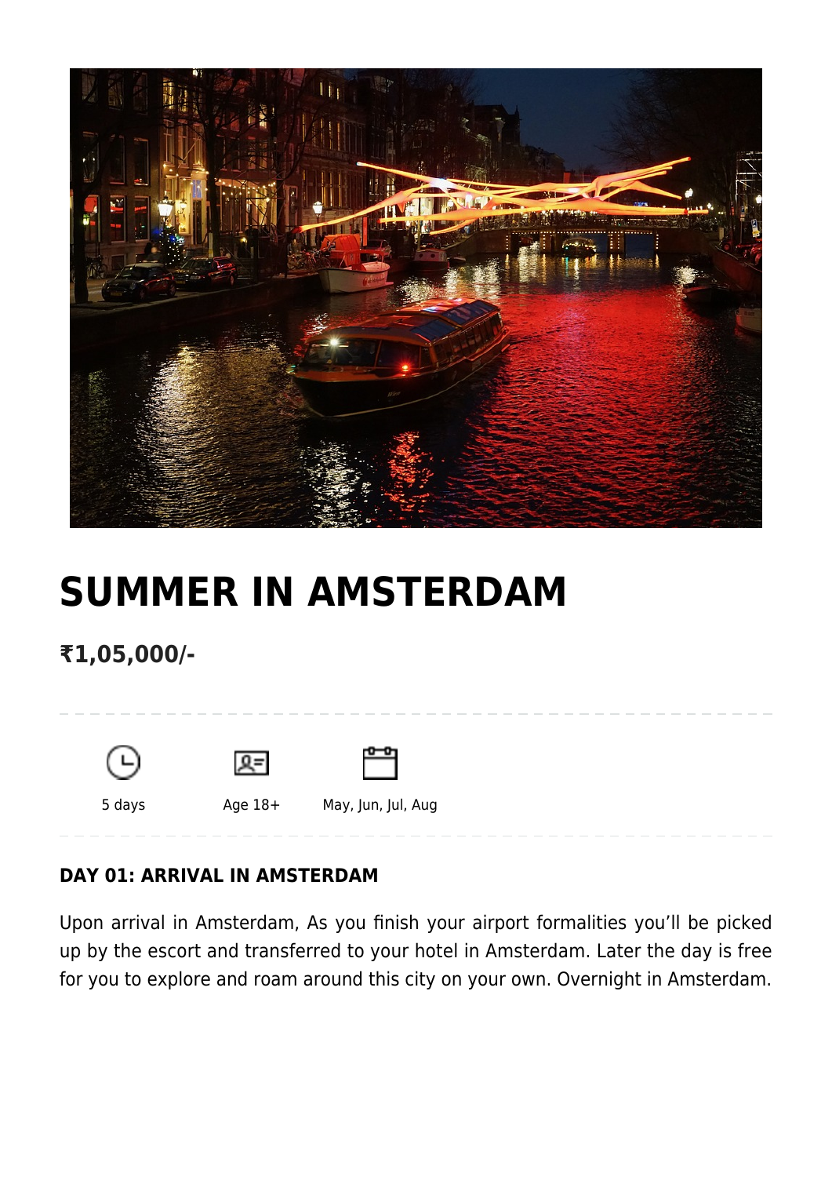# SUMMER IN AMSTERDAM

## ₹1,05,000/-

5 days

Age 18+

May, Jun, Jul, Aug

**DAY 01: ARRIVAL IN AMSTERDAM**

Upon arrival in Amsterdam, As you finish your airport formalities you'll be picked up by the escort and transferred to your hotel in Amsterdam. Later the day is free for you to explore and roam around this city on your own. Overnight in Amsterdam.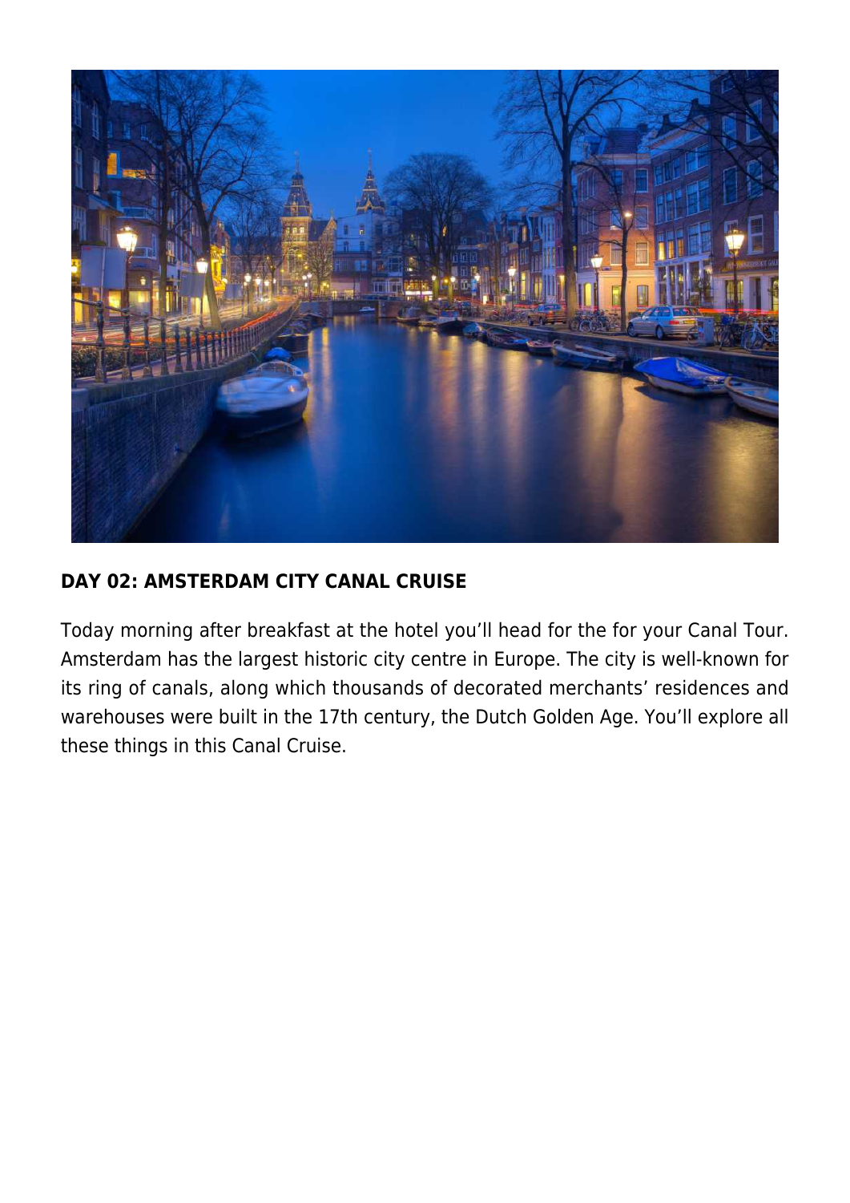## DAY 02: AMSTERDAM CITY CANAL CRUISE

Today morning after breakfast at the hotel you'll head for the for your Canal Tour. Amsterdam has the largest historic city centre in Europe. The city is well-known for its ring of canals, along which thousands of decorated merchants' residences and warehouses were built in the 17th century, the Dutch Golden Age. You'll explore all these things in this Canal Cruise.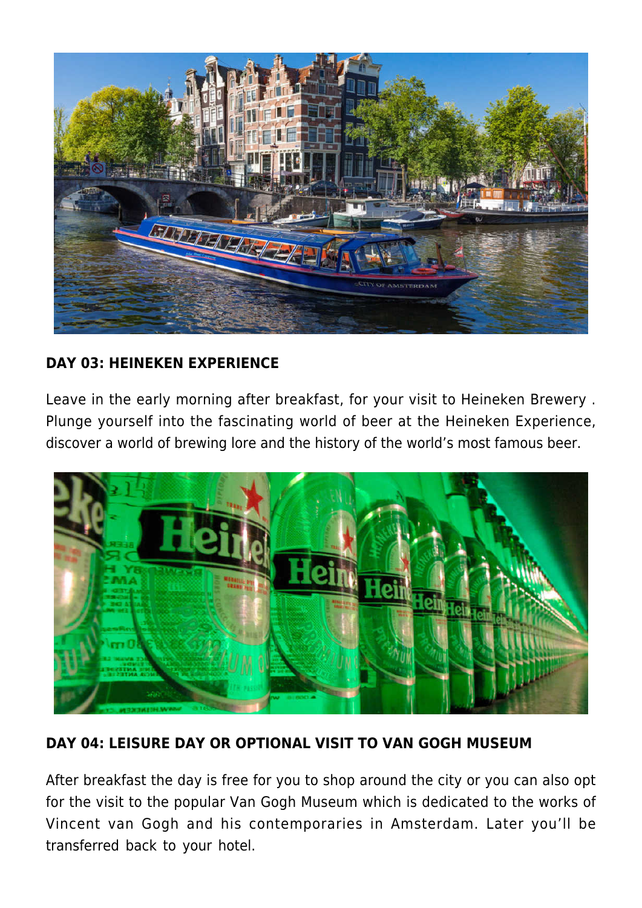**DAY 03: HEINEKEN EXPERIENCE**

Leave in the early morning after breakfast, for your visit to Heineken Brewery . Plunge yourself into the fascinating world of beer at the Heineken Experience, discover a world of brewing lore and the history of the world's most famous beer.

**DAY 04: LEISURE DAY OR OPTIONAL VISIT TO VAN GOGH MUSEUM**

After breakfast the day is free for you to shop around the city or you can also opt for the visit to the popular Van Gogh Museum which is dedicated to the works of Vincent van Gogh and his contemporaries in Amsterdam. Later you'll be transferred back to your hotel.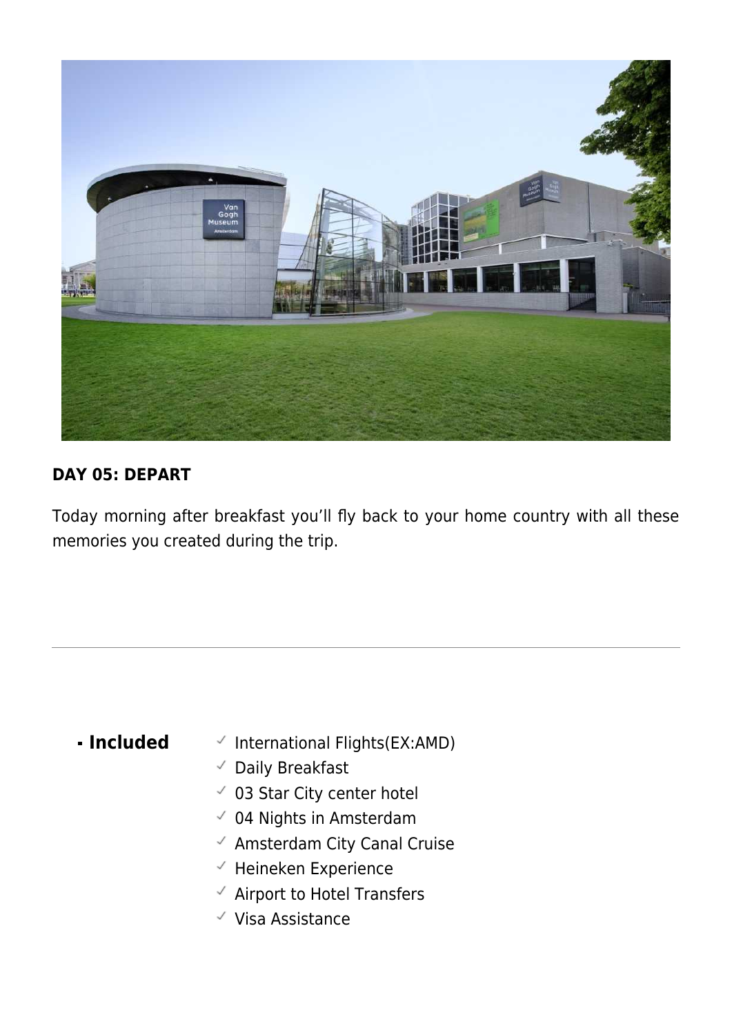**DAY 05: DEPART**

Today morning after breakfast you'll fly back to your home country with all these memories you created during the trip.

---

- **Included**
  - International Flights(EX:AMD)
  - Daily Breakfast
  - 03 Star City center hotel
  - 04 Nights in Amsterdam
  - Amsterdam City Canal Cruise
  - Heineken Experience
  - Airport to Hotel Transfers
  - Visa Assistance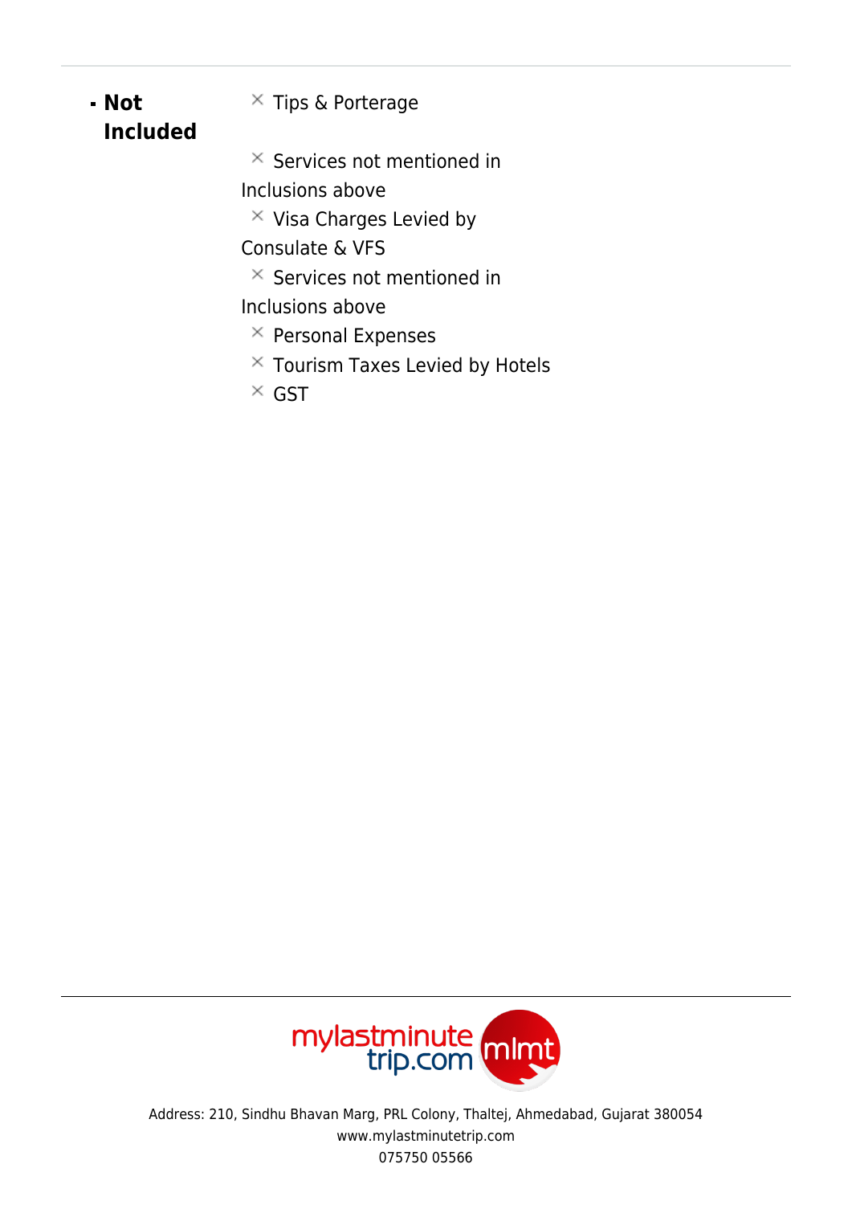- **Not Included**
  - × Tips & Porterage
  - × Services not mentioned in Inclusions above
  - × Visa Charges Levied by Consulate & VFS
  - × Services not mentioned in Inclusions above
  - × Personal Expenses
  - × Tourism Taxes Levied by Hotels
  - × GST

mylastminutetrip.com mlmt

Address: 210, Sindhu Bhavan Marg, PRL Colony, Thaltej, Ahmedabad, Gujarat 380054
www.mylastminutetrip.com
075750 05566